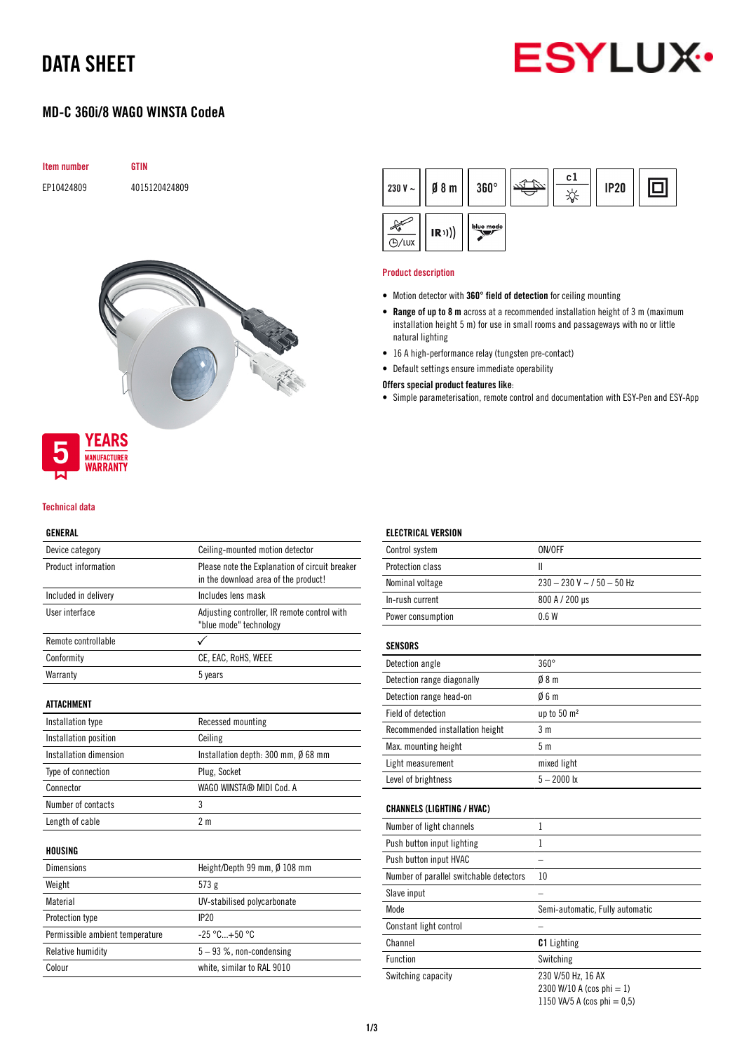# DATA SHEET

ESYLUX

## MD-C 360i/8 WAGO WINSTA CodeA

| Item number | GTIN |
|---|---|
| EP10424809 | 4015120424809 |

230 V ~ | Ø 8 m | 360° | c1 | IP20

5 YEARS MANUFACTURER WARRANTY

### Product description

- Motion detector with **360° field of detection** for ceiling mounting
- **Range of up to 8 m** across at a recommended installation height of 3 m (maximum installation height 5 m) for use in small rooms and passageways with no or little natural lighting
- 16 A high-performance relay (tungsten pre-contact)
- Default settings ensure immediate operability

**Offers special product features like:**

- Simple parameterisation, remote control and documentation with ESY-Pen and ESY-App

### Technical data

#### GENERAL

| | |
|---|---|
| Device category | Ceiling-mounted motion detector |
| Product information | Please note the Explanation of circuit breaker in the download area of the product! |
| Included in delivery | Includes lens mask |
| User interface | Adjusting controller, IR remote control with "blue mode" technology |
| Remote controllable | ✓ |
| Conformity | CE, EAC, RoHS, WEEE |
| Warranty | 5 years |

#### ATTACHMENT

| | |
|---|---|
| Installation type | Recessed mounting |
| Installation position | Ceiling |
| Installation dimension | Installation depth: 300 mm, Ø 68 mm |
| Type of connection | Plug, Socket |
| Connector | WAGO WINSTA® MIDI Cod. A |
| Number of contacts | 3 |
| Length of cable | 2 m |

#### HOUSING

| | |
|---|---|
| Dimensions | Height/Depth 99 mm, Ø 108 mm |
| Weight | 573 g |
| Material | UV-stabilised polycarbonate |
| Protection type | IP20 |
| Permissible ambient temperature | -25 °C...+50 °C |
| Relative humidity | 5 – 93 %, non-condensing |
| Colour | white, similar to RAL 9010 |

#### ELECTRICAL VERSION

| | |
|---|---|
| Control system | ON/OFF |
| Protection class | II |
| Nominal voltage | 230 – 230 V ~ / 50 – 50 Hz |
| In-rush current | 800 A / 200 µs |
| Power consumption | 0.6 W |

#### SENSORS

| | |
|---|---|
| Detection angle | 360° |
| Detection range diagonally | Ø 8 m |
| Detection range head-on | Ø 6 m |
| Field of detection | up to 50 m² |
| Recommended installation height | 3 m |
| Max. mounting height | 5 m |
| Light measurement | mixed light |
| Level of brightness | 5 – 2000 lx |

#### CHANNELS (LIGHTING / HVAC)

| | |
|---|---|
| Number of light channels | 1 |
| Push button input lighting | 1 |
| Push button input HVAC | – |
| Number of parallel switchable detectors | 10 |
| Slave input | – |
| Mode | Semi-automatic, Fully automatic |
| Constant light control | – |
| Channel | **C1** Lighting |
| Function | Switching |
| Switching capacity | 230 V/50 Hz, 16 AX<br>2300 W/10 A (cos phi = 1)<br>1150 VA/5 A (cos phi = 0,5) |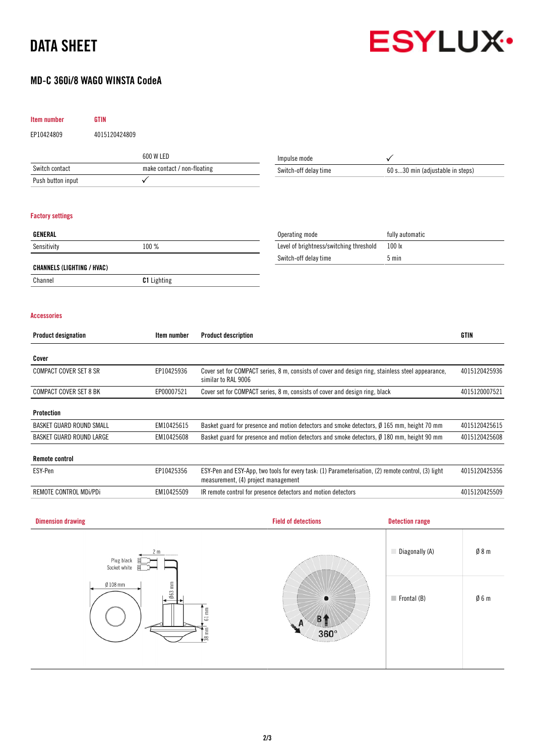# DATA SHEET

## MD-C 360i/8 WAGO WINSTA CodeA

| Item number | GTIN |
|---|---|
| EP10424809 | 4015120424809 |

| | 600 W LED |
|---|---|
| Switch contact | make contact / non-floating |
| Push button input | ✓ |

| | |
|---|---|
| Impulse mode | ✓ |
| Switch-off delay time | 60 s...30 min (adjustable in steps) |

### Factory settings

| GENERAL | |
|---|---|
| Sensitivity | 100 % |

| CHANNELS (LIGHTING / HVAC) | |
|---|---|
| Channel | **C1** Lighting |

| | |
|---|---|
| Operating mode | fully automatic |
| Level of brightness/switching threshold | 100 lx |
| Switch-off delay time | 5 min |

### Accessories

| Product designation | Item number | Product description | GTIN |
|---|---|---|---|
| **Cover** | | | |
| COMPACT COVER SET 8 SR | EP10425936 | Cover set for COMPACT series, 8 m, consists of cover and design ring, stainless steel appearance, similar to RAL 9006 | 4015120425936 |
| COMPACT COVER SET 8 BK | EP00007521 | Cover set for COMPACT series, 8 m, consists of cover and design ring, black | 4015120007521 |
| **Protection** | | | |
| BASKET GUARD ROUND SMALL | EM10425615 | Basket guard for presence and motion detectors and smoke detectors, Ø 165 mm, height 70 mm | 4015120425615 |
| BASKET GUARD ROUND LARGE | EM10425608 | Basket guard for presence and motion detectors and smoke detectors, Ø 180 mm, height 90 mm | 4015120425608 |
| **Remote control** | | | |
| ESY-Pen | EP10425356 | ESY-Pen and ESY-App, two tools for every task: (1) Parameterisation, (2) remote control, (3) light measurement, (4) project management | 4015120425356 |
| REMOTE CONTROL MDi/PDi | EM10425509 | IR remote control for presence detectors and motion detectors | 4015120425509 |

### Dimension drawing

Plug black
Socket white
2 m
Ø 108 mm
Ø63 mm
61 mm
38 mm

### Field of detections

A
B
360°

### Detection range

| | |
|---|---|
| Diagonally (A) | Ø 8 m |
| Frontal (B) | Ø 6 m |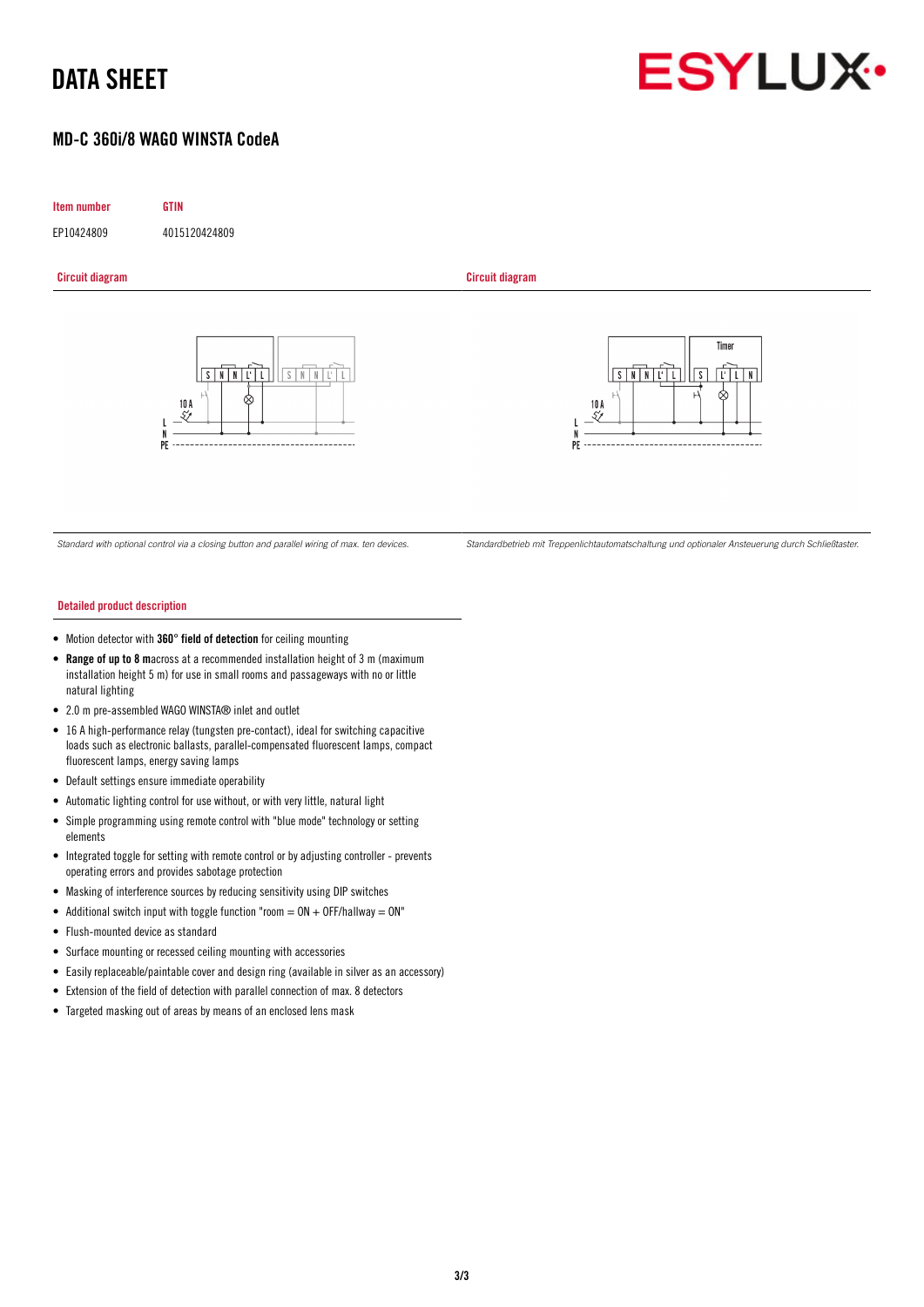# DATA SHEET

## MD-C 360i/8 WAGO WINSTA CodeA

| Item number | GTIN |
| --- | --- |
| EP10424809 | 4015120424809 |

### Circuit diagram

S N N L' L  S N N L' L

10 A

L
N
PE

*Standard with optional control via a closing button and parallel wiring of max. ten devices.*

### Circuit diagram

Timer

S N N L' L  S  L' L N

10 A

L
N
PE

*Standardbetrieb mit Treppenlichtautomatschaltung und optionaler Ansteuerung durch Schließtaster.*

### Detailed product description

- Motion detector with **360° field of detection** for ceiling mounting
- **Range of up to 8 m**across at a recommended installation height of 3 m (maximum installation height 5 m) for use in small rooms and passageways with no or little natural lighting
- 2.0 m pre-assembled WAGO WINSTA® inlet and outlet
- 16 A high-performance relay (tungsten pre-contact), ideal for switching capacitive loads such as electronic ballasts, parallel-compensated fluorescent lamps, compact fluorescent lamps, energy saving lamps
- Default settings ensure immediate operability
- Automatic lighting control for use without, or with very little, natural light
- Simple programming using remote control with "blue mode" technology or setting elements
- Integrated toggle for setting with remote control or by adjusting controller - prevents operating errors and provides sabotage protection
- Masking of interference sources by reducing sensitivity using DIP switches
- Additional switch input with toggle function "room = ON + OFF/hallway = ON"
- Flush-mounted device as standard
- Surface mounting or recessed ceiling mounting with accessories
- Easily replaceable/paintable cover and design ring (available in silver as an accessory)
- Extension of the field of detection with parallel connection of max. 8 detectors
- Targeted masking out of areas by means of an enclosed lens mask